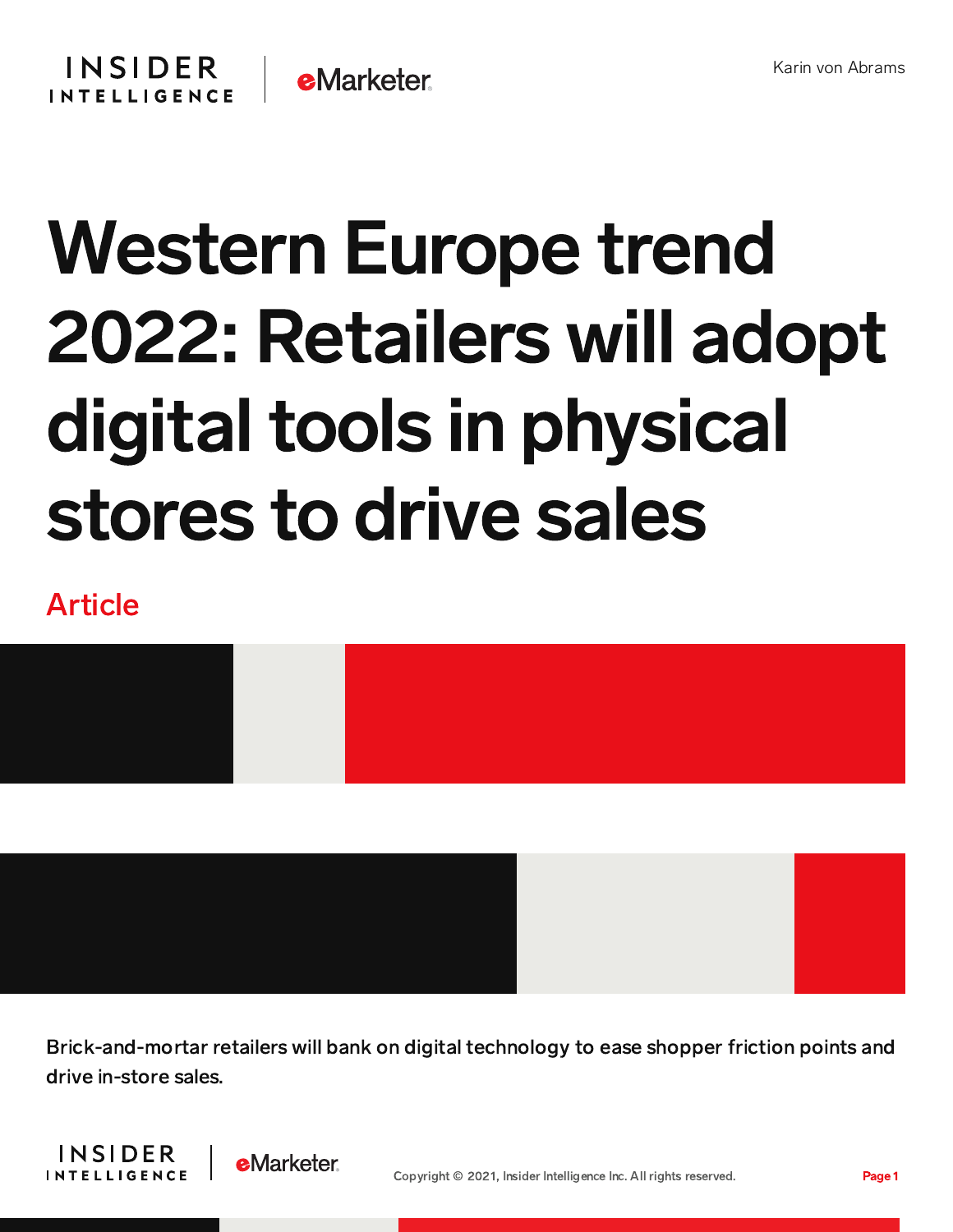Karin von Abrams

# Western Europe trend 2022: Retailers will adopt digital tools in physical stores to drive sales

Article

Brick-and-mortar retailers will bank on digital technology to ease shopper friction points and drive in-store sales.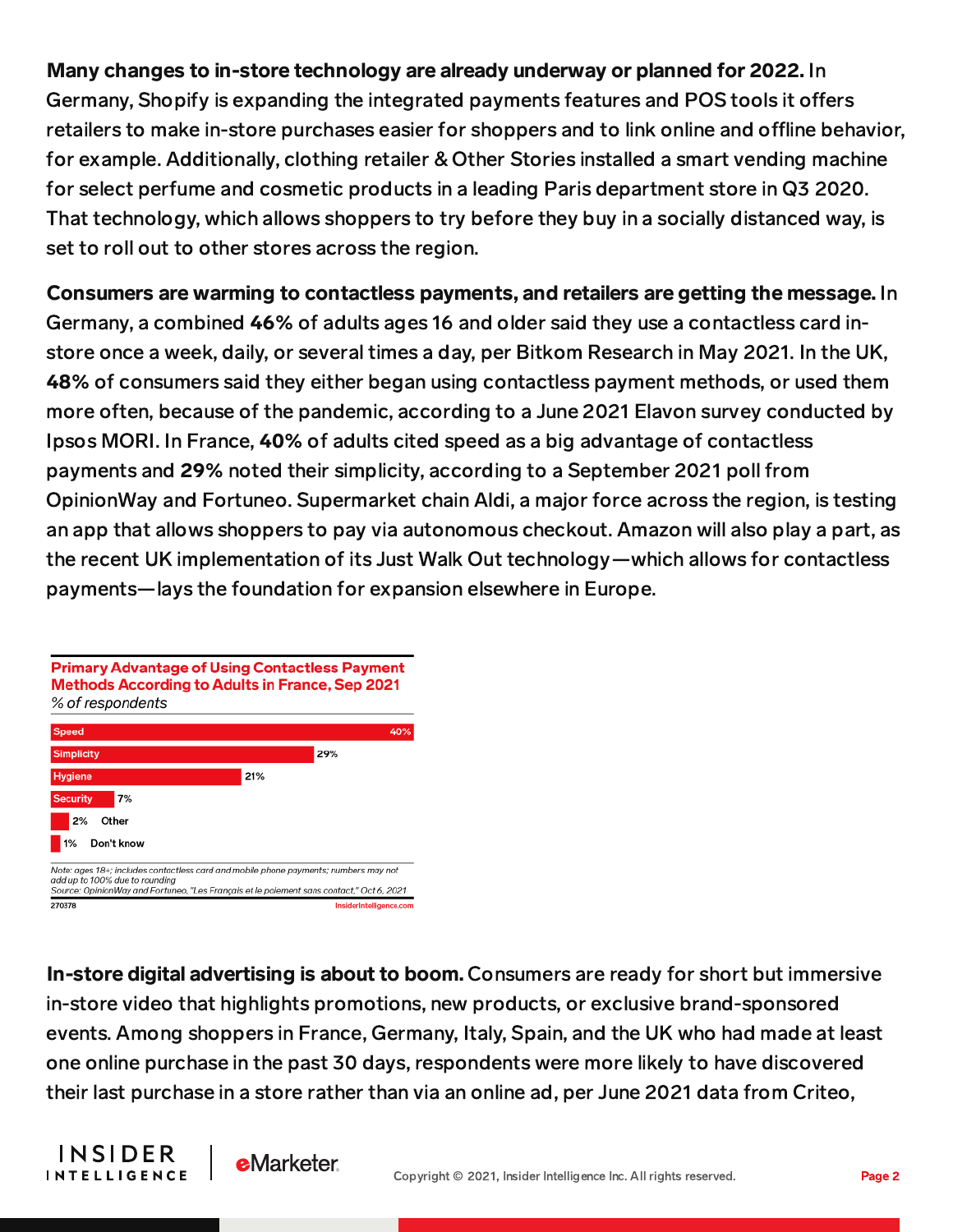**Many changes to in-store technology are already underway or planned for 2022.** In Germany, Shopify is expanding the integrated payments features and POS tools it offers retailers to make in-store purchases easier for shoppers and to link online and offline behavior, for example. Additionally, clothing retailer & Other Stories installed a smart vending machine for select perfume and cosmetic products in a leading Paris department store in Q3 2020. That technology, which allows shoppers to try before they buy in a socially distanced way, is set to roll out to other stores across the region.

**Consumers are warming to contactless payments, and retailers are getting the message.** In Germany, a combined **46%** of adults ages 16 and older said they use a contactless card in-store once a week, daily, or several times a day, per Bitkom Research in May 2021. In the UK, **48%** of consumers said they either began using contactless payment methods, or used them more often, because of the pandemic, according to a June 2021 Elavon survey conducted by Ipsos MORI. In France, **40%** of adults cited speed as a big advantage of contactless payments and **29%** noted their simplicity, according to a September 2021 poll from OpinionWay and Fortuneo. Supermarket chain Aldi, a major force across the region, is testing an app that allows shoppers to pay via autonomous checkout. Amazon will also play a part, as the recent UK implementation of its Just Walk Out technology—which allows for contactless payments—lays the foundation for expansion elsewhere in Europe.

**Primary Advantage of Using Contactless Payment Methods According to Adults in France, Sep 2021**
*% of respondents*

| Advantage | % of respondents |
|---|---|
| Speed | 40% |
| Simplicity | 29% |
| Hygiene | 21% |
| Security | 7% |
| Other | 2% |
| Don't know | 1% |

*Note: ages 18+; includes contactless card and mobile phone payments; numbers may not add up to 100% due to rounding*
*Source: OpinionWay and Fortuneo, "Les Français et le paiement sans contact," Oct 6, 2021*
270378 InsiderIntelligence.com

**In-store digital advertising is about to boom.** Consumers are ready for short but immersive in-store video that highlights promotions, new products, or exclusive brand-sponsored events. Among shoppers in France, Germany, Italy, Spain, and the UK who had made at least one online purchase in the past 30 days, respondents were more likely to have discovered their last purchase in a store rather than via an online ad, per June 2021 data from Criteo,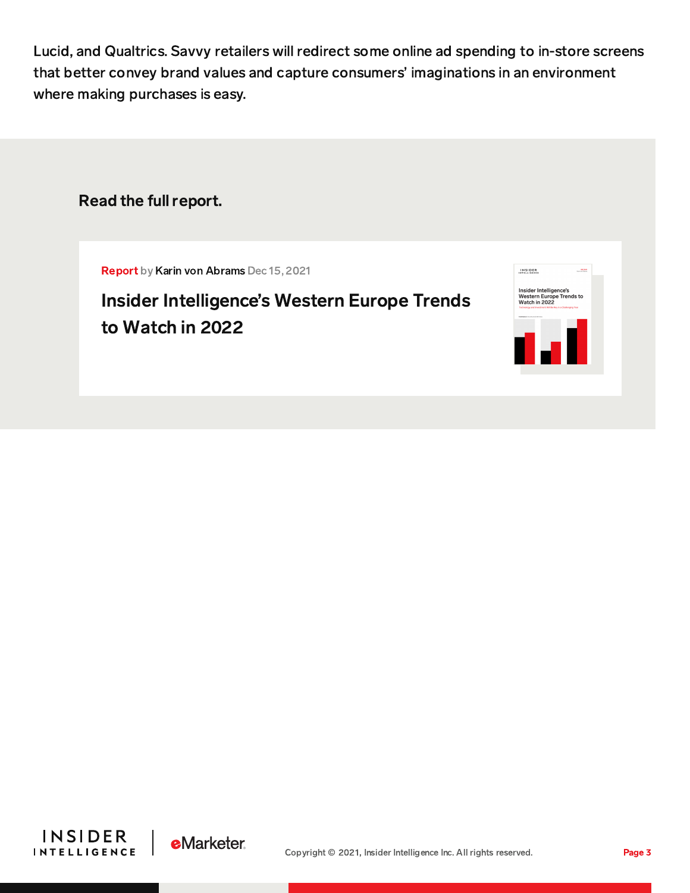Lucid, and Qualtrics. Savvy retailers will redirect some online ad spending to in-store screens that better convey brand values and capture consumers' imaginations in an environment where making purchases is easy.

**Read the full report.**

**Report** by Karin von Abrams Dec 15, 2021

**Insider Intelligence's Western Europe Trends to Watch in 2022**